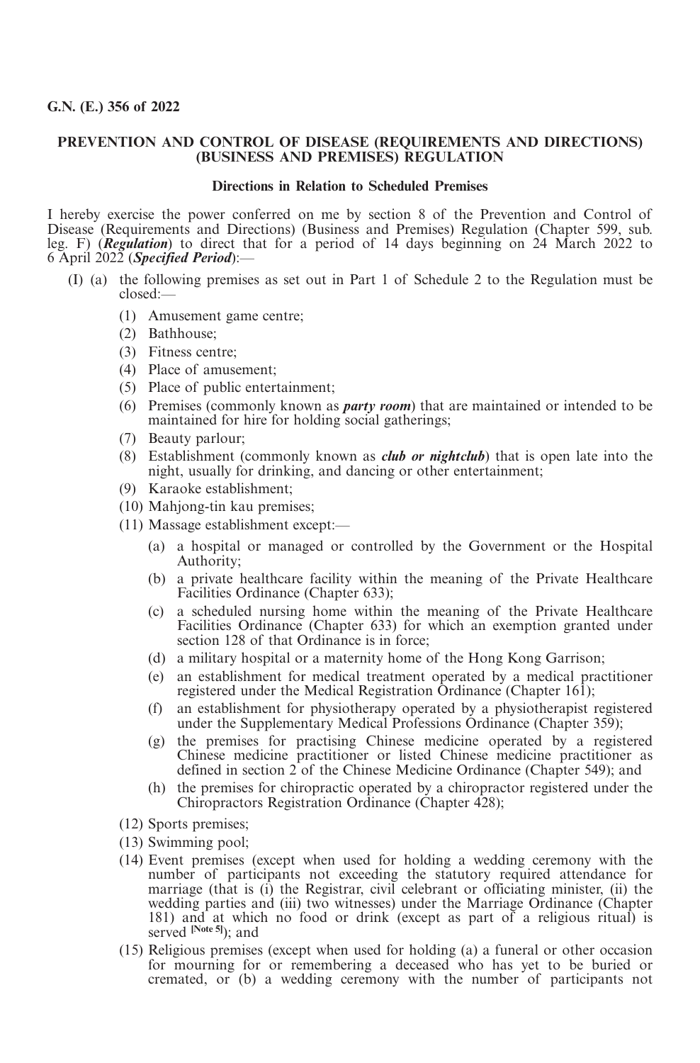**G.N. (E.) 356 of 2022**

## PREVENTION AND CONTROL OF DISEASE (REQUIREMENTS AND DIRECTIONS) (BUSINESS AND PREMISES) REGULATION

### Directions in Relation to Scheduled Premises

I hereby exercise the power conferred on me by section 8 of the Prevention and Control of Disease (Requirements and Directions) (Business and Premises) Regulation (Chapter 599, sub. leg. F) (***Regulation***) to direct that for a period of 14 days beginning on 24 March 2022 to 6 April 2022 (***Specified Period***):—

(I) (a) the following premises as set out in Part 1 of Schedule 2 to the Regulation must be closed:—

- (1) Amusement game centre;
- (2) Bathhouse;
- (3) Fitness centre;
- (4) Place of amusement;
- (5) Place of public entertainment;
- (6) Premises (commonly known as ***party room***) that are maintained or intended to be maintained for hire for holding social gatherings;
- (7) Beauty parlour;
- (8) Establishment (commonly known as ***club or nightclub***) that is open late into the night, usually for drinking, and dancing or other entertainment;
- (9) Karaoke establishment;
- (10) Mahjong-tin kau premises;
- (11) Massage establishment except:—
  - (a) a hospital or managed or controlled by the Government or the Hospital Authority;
  - (b) a private healthcare facility within the meaning of the Private Healthcare Facilities Ordinance (Chapter 633);
  - (c) a scheduled nursing home within the meaning of the Private Healthcare Facilities Ordinance (Chapter 633) for which an exemption granted under section 128 of that Ordinance is in force;
  - (d) a military hospital or a maternity home of the Hong Kong Garrison;
  - (e) an establishment for medical treatment operated by a medical practitioner registered under the Medical Registration Ordinance (Chapter 161);
  - (f) an establishment for physiotherapy operated by a physiotherapist registered under the Supplementary Medical Professions Ordinance (Chapter 359);
  - (g) the premises for practising Chinese medicine operated by a registered Chinese medicine practitioner or listed Chinese medicine practitioner as defined in section 2 of the Chinese Medicine Ordinance (Chapter 549); and
  - (h) the premises for chiropractic operated by a chiropractor registered under the Chiropractors Registration Ordinance (Chapter 428);
- (12) Sports premises;
- (13) Swimming pool;
- (14) Event premises (except when used for holding a wedding ceremony with the number of participants not exceeding the statutory required attendance for marriage (that is (i) the Registrar, civil celebrant or officiating minister, (ii) the wedding parties and (iii) two witnesses) under the Marriage Ordinance (Chapter 181) and at which no food or drink (except as part of a religious ritual) is served [Note 5]); and
- (15) Religious premises (except when used for holding (a) a funeral or other occasion for mourning for or remembering a deceased who has yet to be buried or cremated, or (b) a wedding ceremony with the number of participants not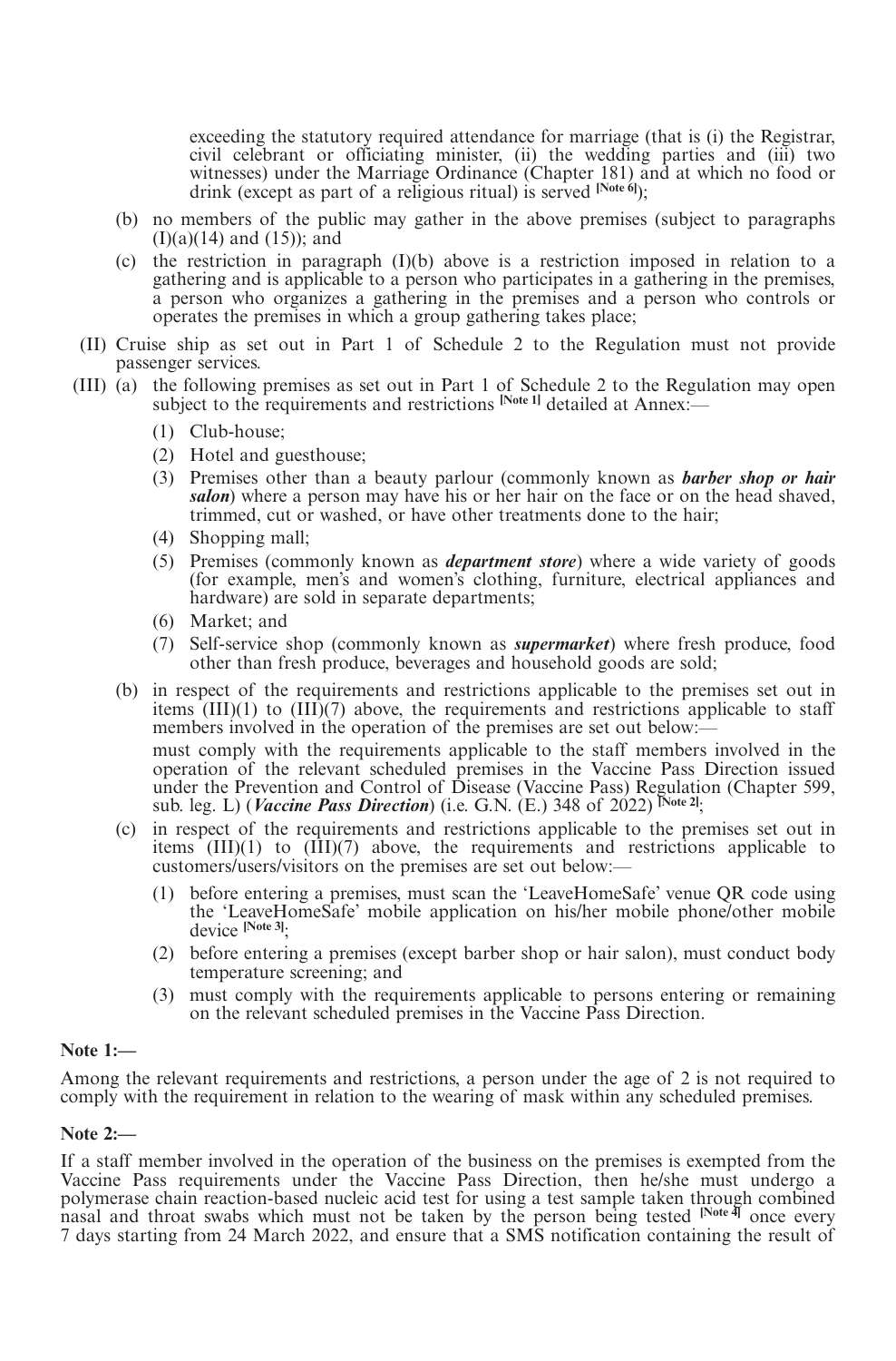exceeding the statutory required attendance for marriage (that is (i) the Registrar, civil celebrant or officiating minister, (ii) the wedding parties and (iii) two witnesses) under the Marriage Ordinance (Chapter 181) and at which no food or drink (except as part of a religious ritual) is served [Note 6]);

(b) no members of the public may gather in the above premises (subject to paragraphs (I)(a)(14) and (15)); and

(c) the restriction in paragraph (I)(b) above is a restriction imposed in relation to a gathering and is applicable to a person who participates in a gathering in the premises, a person who organizes a gathering in the premises and a person who controls or operates the premises in which a group gathering takes place;

(II) Cruise ship as set out in Part 1 of Schedule 2 to the Regulation must not provide passenger services.

(III) (a) the following premises as set out in Part 1 of Schedule 2 to the Regulation may open subject to the requirements and restrictions [Note 1] detailed at Annex:—

(1) Club-house;

(2) Hotel and guesthouse;

(3) Premises other than a beauty parlour (commonly known as ***barber shop or hair salon***) where a person may have his or her hair on the face or on the head shaved, trimmed, cut or washed, or have other treatments done to the hair;

(4) Shopping mall;

(5) Premises (commonly known as ***department store***) where a wide variety of goods (for example, men's and women's clothing, furniture, electrical appliances and hardware) are sold in separate departments;

(6) Market; and

(7) Self-service shop (commonly known as ***supermarket***) where fresh produce, food other than fresh produce, beverages and household goods are sold;

(b) in respect of the requirements and restrictions applicable to the premises set out in items (III)(1) to (III)(7) above, the requirements and restrictions applicable to staff members involved in the operation of the premises are set out below:—

must comply with the requirements applicable to the staff members involved in the operation of the relevant scheduled premises in the Vaccine Pass Direction issued under the Prevention and Control of Disease (Vaccine Pass) Regulation (Chapter 599, sub. leg. L) (***Vaccine Pass Direction***) (i.e. G.N. (E.) 348 of 2022) [Note 2];

(c) in respect of the requirements and restrictions applicable to the premises set out in items (III)(1) to (III)(7) above, the requirements and restrictions applicable to customers/users/visitors on the premises are set out below:—

(1) before entering a premises, must scan the 'LeaveHomeSafe' venue QR code using the 'LeaveHomeSafe' mobile application on his/her mobile phone/other mobile device [Note 3];

(2) before entering a premises (except barber shop or hair salon), must conduct body temperature screening; and

(3) must comply with the requirements applicable to persons entering or remaining on the relevant scheduled premises in the Vaccine Pass Direction.

**Note 1:—**

Among the relevant requirements and restrictions, a person under the age of 2 is not required to comply with the requirement in relation to the wearing of mask within any scheduled premises.

**Note 2:—**

If a staff member involved in the operation of the business on the premises is exempted from the Vaccine Pass requirements under the Vaccine Pass Direction, then he/she must undergo a polymerase chain reaction-based nucleic acid test for using a test sample taken through combined nasal and throat swabs which must not be taken by the person being tested [Note 4] once every 7 days starting from 24 March 2022, and ensure that a SMS notification containing the result of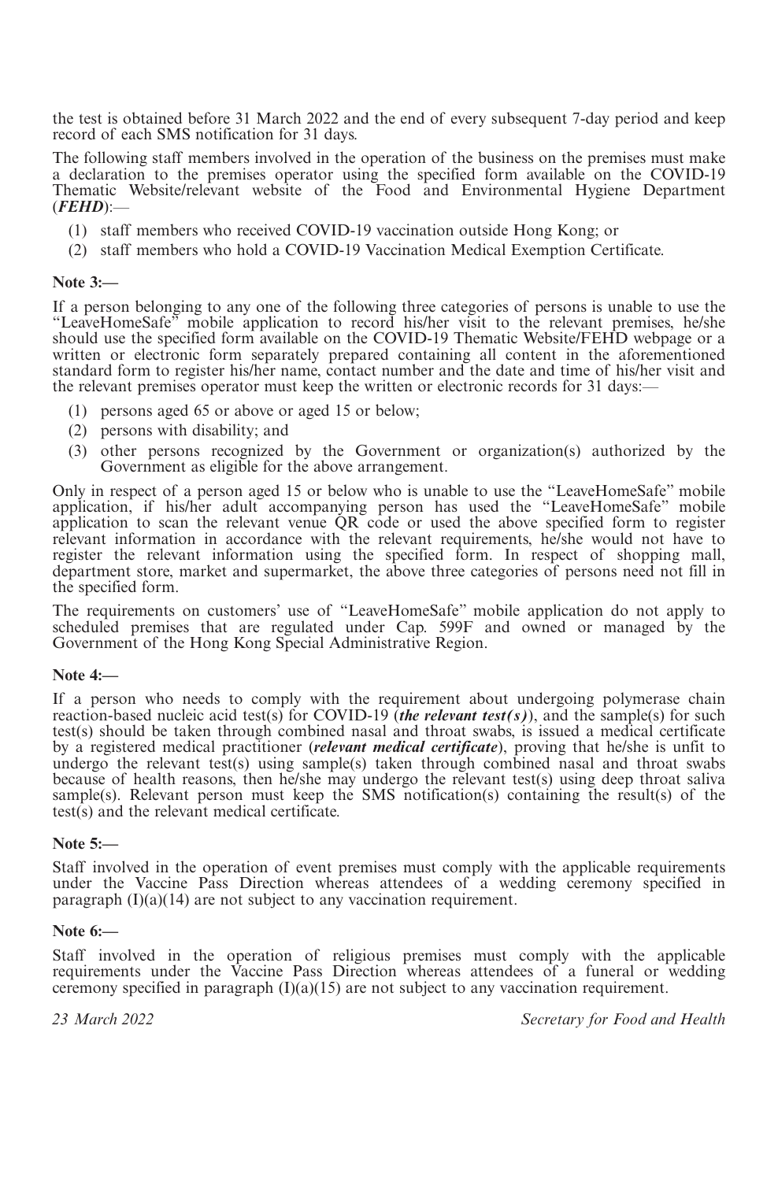the test is obtained before 31 March 2022 and the end of every subsequent 7-day period and keep record of each SMS notification for 31 days.

The following staff members involved in the operation of the business on the premises must make a declaration to the premises operator using the specified form available on the COVID-19 Thematic Website/relevant website of the Food and Environmental Hygiene Department (***FEHD***):—

(1) staff members who received COVID-19 vaccination outside Hong Kong; or

(2) staff members who hold a COVID-19 Vaccination Medical Exemption Certificate.

**Note 3:—**

If a person belonging to any one of the following three categories of persons is unable to use the "LeaveHomeSafe" mobile application to record his/her visit to the relevant premises, he/she should use the specified form available on the COVID-19 Thematic Website/FEHD webpage or a written or electronic form separately prepared containing all content in the aforementioned standard form to register his/her name, contact number and the date and time of his/her visit and the relevant premises operator must keep the written or electronic records for 31 days:—

(1) persons aged 65 or above or aged 15 or below;

(2) persons with disability; and

(3) other persons recognized by the Government or organization(s) authorized by the Government as eligible for the above arrangement.

Only in respect of a person aged 15 or below who is unable to use the "LeaveHomeSafe" mobile application, if his/her adult accompanying person has used the "LeaveHomeSafe" mobile application to scan the relevant venue QR code or used the above specified form to register relevant information in accordance with the relevant requirements, he/she would not have to register the relevant information using the specified form. In respect of shopping mall, department store, market and supermarket, the above three categories of persons need not fill in the specified form.

The requirements on customers' use of "LeaveHomeSafe" mobile application do not apply to scheduled premises that are regulated under Cap. 599F and owned or managed by the Government of the Hong Kong Special Administrative Region.

**Note 4:—**

If a person who needs to comply with the requirement about undergoing polymerase chain reaction-based nucleic acid test(s) for COVID-19 (***the relevant test(s)***), and the sample(s) for such test(s) should be taken through combined nasal and throat swabs, is issued a medical certificate by a registered medical practitioner (***relevant medical certificate***), proving that he/she is unfit to undergo the relevant test(s) using sample(s) taken through combined nasal and throat swabs because of health reasons, then he/she may undergo the relevant test(s) using deep throat saliva sample(s). Relevant person must keep the SMS notification(s) containing the result(s) of the test(s) and the relevant medical certificate.

**Note 5:—**

Staff involved in the operation of event premises must comply with the applicable requirements under the Vaccine Pass Direction whereas attendees of a wedding ceremony specified in paragraph (I)(a)(14) are not subject to any vaccination requirement.

**Note 6:—**

Staff involved in the operation of religious premises must comply with the applicable requirements under the Vaccine Pass Direction whereas attendees of a funeral or wedding ceremony specified in paragraph (I)(a)(15) are not subject to any vaccination requirement.

*23 March 2022* *Secretary for Food and Health*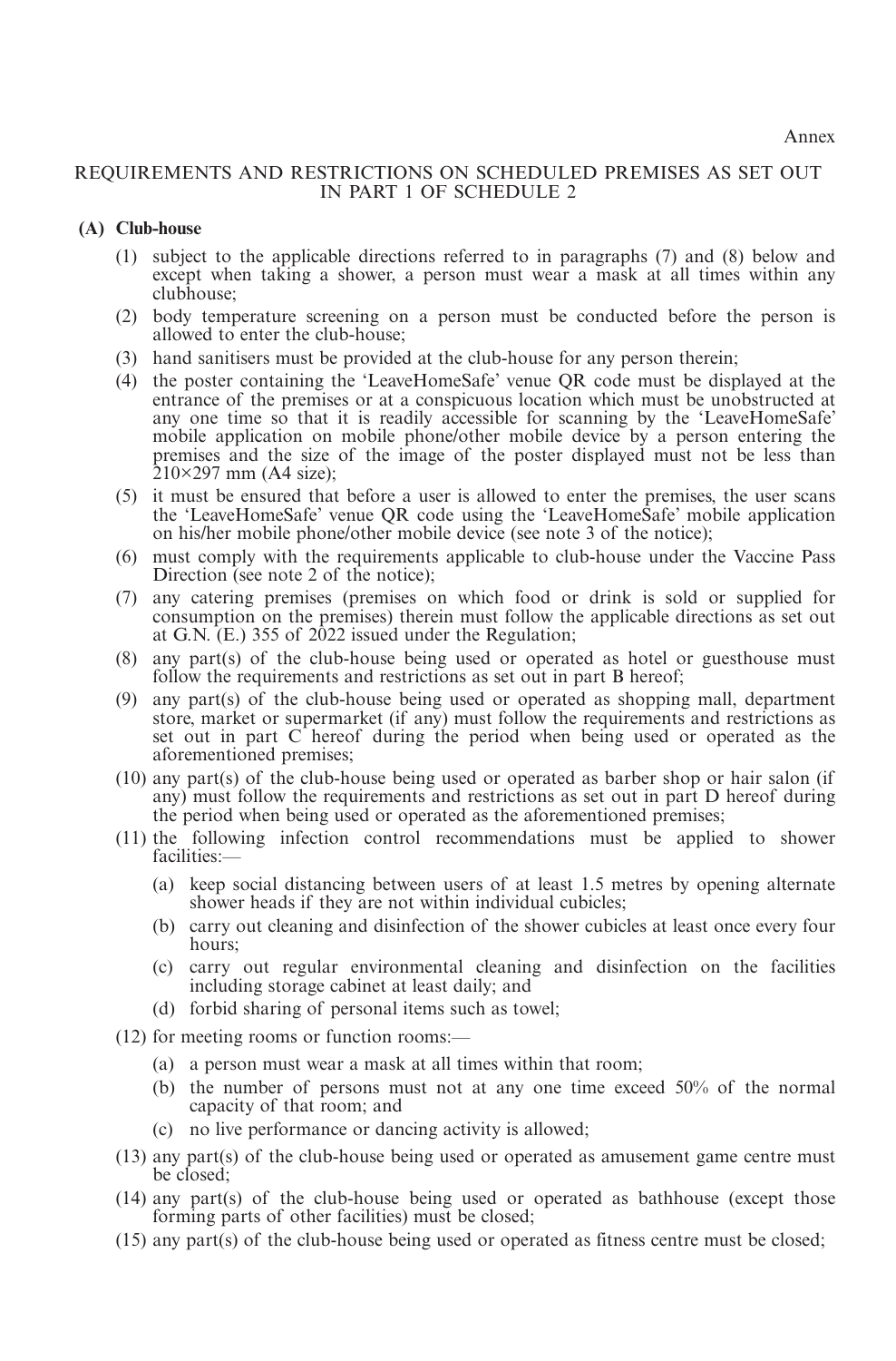Annex

## REQUIREMENTS AND RESTRICTIONS ON SCHEDULED PREMISES AS SET OUT IN PART 1 OF SCHEDULE 2

### (A) Club-house

(1) subject to the applicable directions referred to in paragraphs (7) and (8) below and except when taking a shower, a person must wear a mask at all times within any clubhouse;

(2) body temperature screening on a person must be conducted before the person is allowed to enter the club-house;

(3) hand sanitisers must be provided at the club-house for any person therein;

(4) the poster containing the 'LeaveHomeSafe' venue QR code must be displayed at the entrance of the premises or at a conspicuous location which must be unobstructed at any one time so that it is readily accessible for scanning by the 'LeaveHomeSafe' mobile application on mobile phone/other mobile device by a person entering the premises and the size of the image of the poster displayed must not be less than 210×297 mm (A4 size);

(5) it must be ensured that before a user is allowed to enter the premises, the user scans the 'LeaveHomeSafe' venue QR code using the 'LeaveHomeSafe' mobile application on his/her mobile phone/other mobile device (see note 3 of the notice);

(6) must comply with the requirements applicable to club-house under the Vaccine Pass Direction (see note 2 of the notice);

(7) any catering premises (premises on which food or drink is sold or supplied for consumption on the premises) therein must follow the applicable directions as set out at G.N. (E.) 355 of 2022 issued under the Regulation;

(8) any part(s) of the club-house being used or operated as hotel or guesthouse must follow the requirements and restrictions as set out in part B hereof;

(9) any part(s) of the club-house being used or operated as shopping mall, department store, market or supermarket (if any) must follow the requirements and restrictions as set out in part C hereof during the period when being used or operated as the aforementioned premises;

(10) any part(s) of the club-house being used or operated as barber shop or hair salon (if any) must follow the requirements and restrictions as set out in part D hereof during the period when being used or operated as the aforementioned premises;

(11) the following infection control recommendations must be applied to shower facilities:—

- (a) keep social distancing between users of at least 1.5 metres by opening alternate shower heads if they are not within individual cubicles;
- (b) carry out cleaning and disinfection of the shower cubicles at least once every four hours;
- (c) carry out regular environmental cleaning and disinfection on the facilities including storage cabinet at least daily; and
- (d) forbid sharing of personal items such as towel;

(12) for meeting rooms or function rooms:—

- (a) a person must wear a mask at all times within that room;
- (b) the number of persons must not at any one time exceed 50% of the normal capacity of that room; and
- (c) no live performance or dancing activity is allowed;

(13) any part(s) of the club-house being used or operated as amusement game centre must be closed;

(14) any part(s) of the club-house being used or operated as bathhouse (except those forming parts of other facilities) must be closed;

(15) any part(s) of the club-house being used or operated as fitness centre must be closed;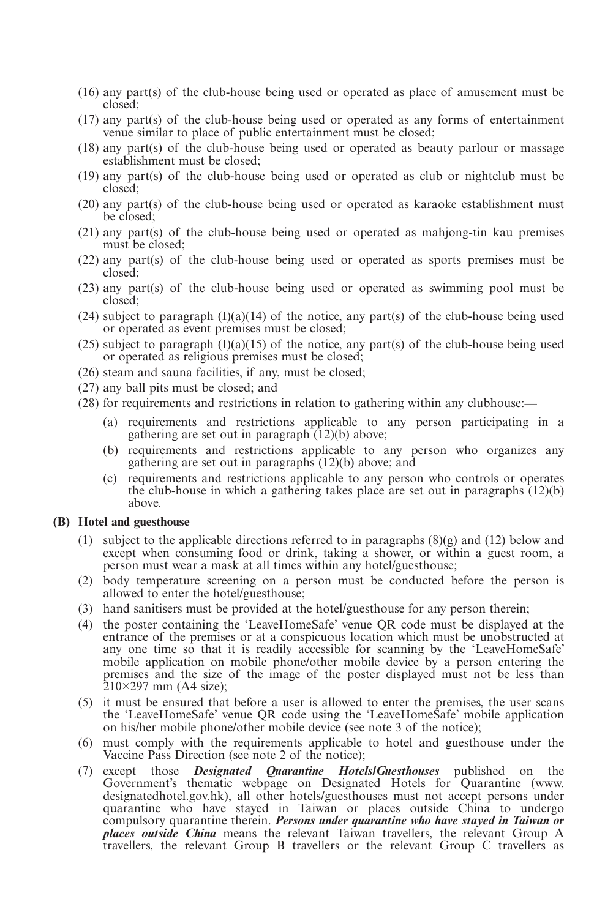(16) any part(s) of the club-house being used or operated as place of amusement must be closed;

(17) any part(s) of the club-house being used or operated as any forms of entertainment venue similar to place of public entertainment must be closed;

(18) any part(s) of the club-house being used or operated as beauty parlour or massage establishment must be closed;

(19) any part(s) of the club-house being used or operated as club or nightclub must be closed;

(20) any part(s) of the club-house being used or operated as karaoke establishment must be closed;

(21) any part(s) of the club-house being used or operated as mahjong-tin kau premises must be closed;

(22) any part(s) of the club-house being used or operated as sports premises must be closed;

(23) any part(s) of the club-house being used or operated as swimming pool must be closed;

(24) subject to paragraph (I)(a)(14) of the notice, any part(s) of the club-house being used or operated as event premises must be closed;

(25) subject to paragraph (I)(a)(15) of the notice, any part(s) of the club-house being used or operated as religious premises must be closed;

(26) steam and sauna facilities, if any, must be closed;

(27) any ball pits must be closed; and

(28) for requirements and restrictions in relation to gathering within any clubhouse:—

  (a) requirements and restrictions applicable to any person participating in a gathering are set out in paragraph (12)(b) above;

  (b) requirements and restrictions applicable to any person who organizes any gathering are set out in paragraphs (12)(b) above; and

  (c) requirements and restrictions applicable to any person who controls or operates the club-house in which a gathering takes place are set out in paragraphs (12)(b) above.

**(B) Hotel and guesthouse**

(1) subject to the applicable directions referred to in paragraphs (8)(g) and (12) below and except when consuming food or drink, taking a shower, or within a guest room, a person must wear a mask at all times within any hotel/guesthouse;

(2) body temperature screening on a person must be conducted before the person is allowed to enter the hotel/guesthouse;

(3) hand sanitisers must be provided at the hotel/guesthouse for any person therein;

(4) the poster containing the 'LeaveHomeSafe' venue QR code must be displayed at the entrance of the premises or at a conspicuous location which must be unobstructed at any one time so that it is readily accessible for scanning by the 'LeaveHomeSafe' mobile application on mobile phone/other mobile device by a person entering the premises and the size of the image of the poster displayed must not be less than 210×297 mm (A4 size);

(5) it must be ensured that before a user is allowed to enter the premises, the user scans the 'LeaveHomeSafe' venue QR code using the 'LeaveHomeSafe' mobile application on his/her mobile phone/other mobile device (see note 3 of the notice);

(6) must comply with the requirements applicable to hotel and guesthouse under the Vaccine Pass Direction (see note 2 of the notice);

(7) except those ***Designated Quarantine Hotels/Guesthouses*** published on the Government's thematic webpage on Designated Hotels for Quarantine (www.designatedhotel.gov.hk), all other hotels/guesthouses must not accept persons under quarantine who have stayed in Taiwan or places outside China to undergo compulsory quarantine therein. ***Persons under quarantine who have stayed in Taiwan or places outside China*** means the relevant Taiwan travellers, the relevant Group A travellers, the relevant Group B travellers or the relevant Group C travellers as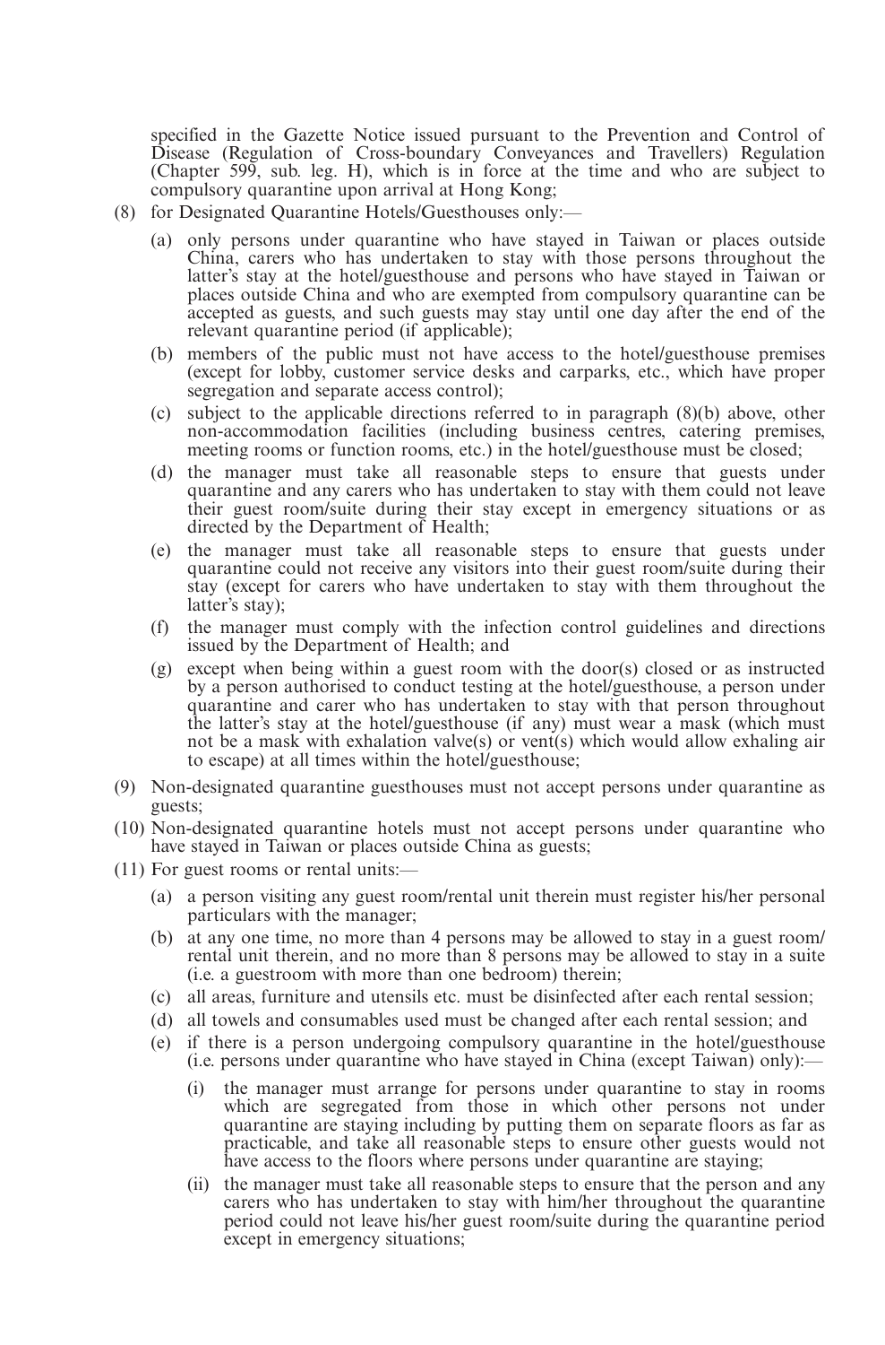specified in the Gazette Notice issued pursuant to the Prevention and Control of Disease (Regulation of Cross-boundary Conveyances and Travellers) Regulation (Chapter 599, sub. leg. H), which is in force at the time and who are subject to compulsory quarantine upon arrival at Hong Kong;

(8) for Designated Quarantine Hotels/Guesthouses only:—

  (a) only persons under quarantine who have stayed in Taiwan or places outside China, carers who has undertaken to stay with those persons throughout the latter's stay at the hotel/guesthouse and persons who have stayed in Taiwan or places outside China and who are exempted from compulsory quarantine can be accepted as guests, and such guests may stay until one day after the end of the relevant quarantine period (if applicable);

  (b) members of the public must not have access to the hotel/guesthouse premises (except for lobby, customer service desks and carparks, etc., which have proper segregation and separate access control);

  (c) subject to the applicable directions referred to in paragraph (8)(b) above, other non-accommodation facilities (including business centres, catering premises, meeting rooms or function rooms, etc.) in the hotel/guesthouse must be closed;

  (d) the manager must take all reasonable steps to ensure that guests under quarantine and any carers who has undertaken to stay with them could not leave their guest room/suite during their stay except in emergency situations or as directed by the Department of Health;

  (e) the manager must take all reasonable steps to ensure that guests under quarantine could not receive any visitors into their guest room/suite during their stay (except for carers who have undertaken to stay with them throughout the latter's stay);

  (f) the manager must comply with the infection control guidelines and directions issued by the Department of Health; and

  (g) except when being within a guest room with the door(s) closed or as instructed by a person authorised to conduct testing at the hotel/guesthouse, a person under quarantine and carer who has undertaken to stay with that person throughout the latter's stay at the hotel/guesthouse (if any) must wear a mask (which must not be a mask with exhalation valve(s) or vent(s) which would allow exhaling air to escape) at all times within the hotel/guesthouse;

(9) Non-designated quarantine guesthouses must not accept persons under quarantine as guests;

(10) Non-designated quarantine hotels must not accept persons under quarantine who have stayed in Taiwan or places outside China as guests;

(11) For guest rooms or rental units:—

  (a) a person visiting any guest room/rental unit therein must register his/her personal particulars with the manager;

  (b) at any one time, no more than 4 persons may be allowed to stay in a guest room/rental unit therein, and no more than 8 persons may be allowed to stay in a suite (i.e. a guestroom with more than one bedroom) therein;

  (c) all areas, furniture and utensils etc. must be disinfected after each rental session;

  (d) all towels and consumables used must be changed after each rental session; and

  (e) if there is a person undergoing compulsory quarantine in the hotel/guesthouse (i.e. persons under quarantine who have stayed in China (except Taiwan) only):—

    (i) the manager must arrange for persons under quarantine to stay in rooms which are segregated from those in which other persons not under quarantine are staying including by putting them on separate floors as far as practicable, and take all reasonable steps to ensure other guests would not have access to the floors where persons under quarantine are staying;

    (ii) the manager must take all reasonable steps to ensure that the person and any carers who has undertaken to stay with him/her throughout the quarantine period could not leave his/her guest room/suite during the quarantine period except in emergency situations;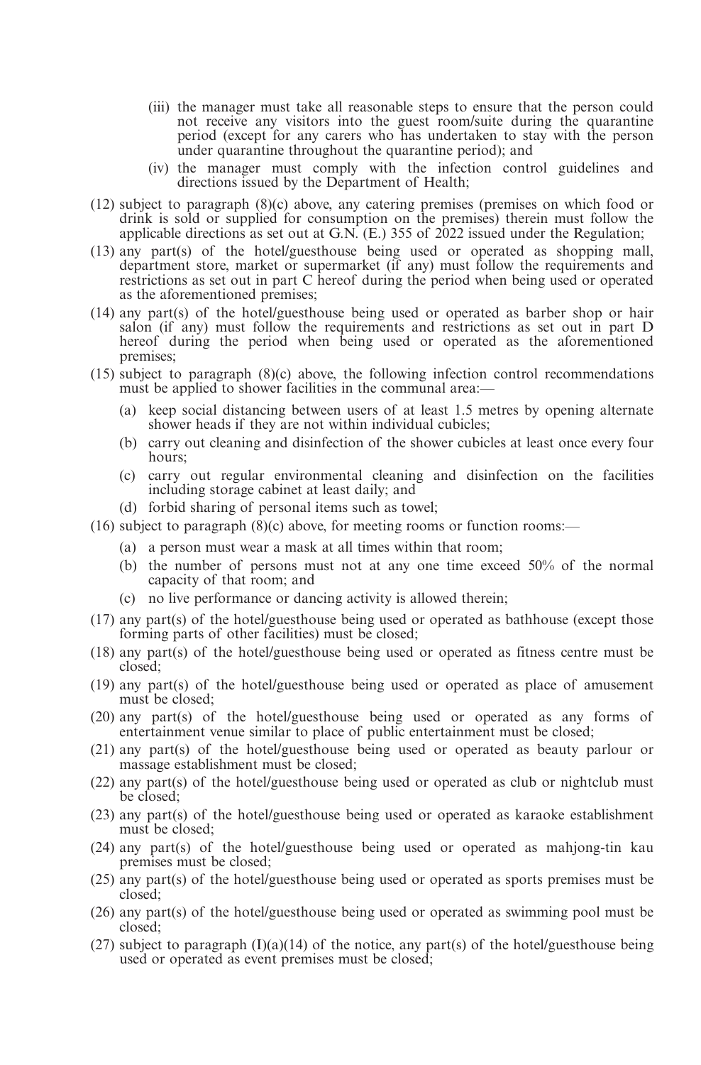(iii) the manager must take all reasonable steps to ensure that the person could not receive any visitors into the guest room/suite during the quarantine period (except for any carers who has undertaken to stay with the person under quarantine throughout the quarantine period); and

(iv) the manager must comply with the infection control guidelines and directions issued by the Department of Health;

(12) subject to paragraph (8)(c) above, any catering premises (premises on which food or drink is sold or supplied for consumption on the premises) therein must follow the applicable directions as set out at G.N. (E.) 355 of 2022 issued under the Regulation;

(13) any part(s) of the hotel/guesthouse being used or operated as shopping mall, department store, market or supermarket (if any) must follow the requirements and restrictions as set out in part C hereof during the period when being used or operated as the aforementioned premises;

(14) any part(s) of the hotel/guesthouse being used or operated as barber shop or hair salon (if any) must follow the requirements and restrictions as set out in part D hereof during the period when being used or operated as the aforementioned premises;

(15) subject to paragraph (8)(c) above, the following infection control recommendations must be applied to shower facilities in the communal area:—

(a) keep social distancing between users of at least 1.5 metres by opening alternate shower heads if they are not within individual cubicles;

(b) carry out cleaning and disinfection of the shower cubicles at least once every four hours;

(c) carry out regular environmental cleaning and disinfection on the facilities including storage cabinet at least daily; and

(d) forbid sharing of personal items such as towel;

(16) subject to paragraph (8)(c) above, for meeting rooms or function rooms:—

(a) a person must wear a mask at all times within that room;

(b) the number of persons must not at any one time exceed 50% of the normal capacity of that room; and

(c) no live performance or dancing activity is allowed therein;

(17) any part(s) of the hotel/guesthouse being used or operated as bathhouse (except those forming parts of other facilities) must be closed;

(18) any part(s) of the hotel/guesthouse being used or operated as fitness centre must be closed;

(19) any part(s) of the hotel/guesthouse being used or operated as place of amusement must be closed;

(20) any part(s) of the hotel/guesthouse being used or operated as any forms of entertainment venue similar to place of public entertainment must be closed;

(21) any part(s) of the hotel/guesthouse being used or operated as beauty parlour or massage establishment must be closed;

(22) any part(s) of the hotel/guesthouse being used or operated as club or nightclub must be closed;

(23) any part(s) of the hotel/guesthouse being used or operated as karaoke establishment must be closed;

(24) any part(s) of the hotel/guesthouse being used or operated as mahjong-tin kau premises must be closed;

(25) any part(s) of the hotel/guesthouse being used or operated as sports premises must be closed;

(26) any part(s) of the hotel/guesthouse being used or operated as swimming pool must be closed;

(27) subject to paragraph (I)(a)(14) of the notice, any part(s) of the hotel/guesthouse being used or operated as event premises must be closed;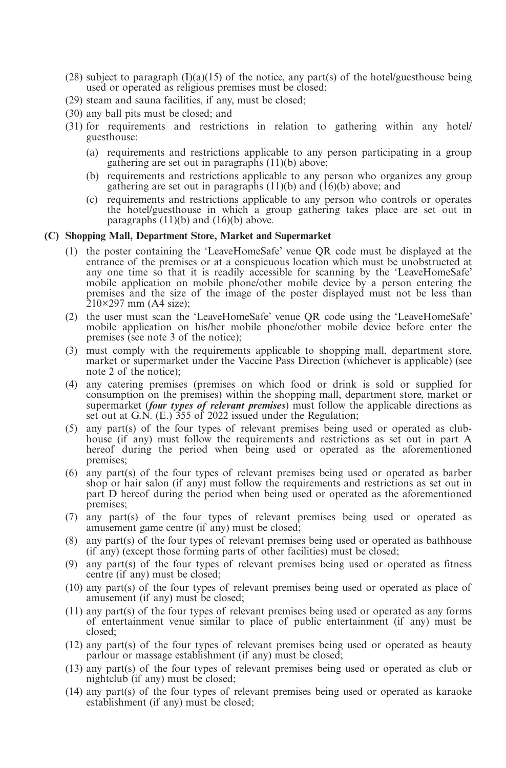(28) subject to paragraph (I)(a)(15) of the notice, any part(s) of the hotel/guesthouse being used or operated as religious premises must be closed;

(29) steam and sauna facilities, if any, must be closed;

(30) any ball pits must be closed; and

(31) for requirements and restrictions in relation to gathering within any hotel/guesthouse:—

   (a) requirements and restrictions applicable to any person participating in a group gathering are set out in paragraphs (11)(b) above;

   (b) requirements and restrictions applicable to any person who organizes any group gathering are set out in paragraphs (11)(b) and (16)(b) above; and

   (c) requirements and restrictions applicable to any person who controls or operates the hotel/guesthouse in which a group gathering takes place are set out in paragraphs (11)(b) and (16)(b) above.

**(C) Shopping Mall, Department Store, Market and Supermarket**

(1) the poster containing the 'LeaveHomeSafe' venue QR code must be displayed at the entrance of the premises or at a conspicuous location which must be unobstructed at any one time so that it is readily accessible for scanning by the 'LeaveHomeSafe' mobile application on mobile phone/other mobile device by a person entering the premises and the size of the image of the poster displayed must not be less than 210×297 mm (A4 size);

(2) the user must scan the 'LeaveHomeSafe' venue QR code using the 'LeaveHomeSafe' mobile application on his/her mobile phone/other mobile device before enter the premises (see note 3 of the notice);

(3) must comply with the requirements applicable to shopping mall, department store, market or supermarket under the Vaccine Pass Direction (whichever is applicable) (see note 2 of the notice);

(4) any catering premises (premises on which food or drink is sold or supplied for consumption on the premises) within the shopping mall, department store, market or supermarket (***four types of relevant premises***) must follow the applicable directions as set out at G.N. (E.) 355 of 2022 issued under the Regulation;

(5) any part(s) of the four types of relevant premises being used or operated as club-house (if any) must follow the requirements and restrictions as set out in part A hereof during the period when being used or operated as the aforementioned premises;

(6) any part(s) of the four types of relevant premises being used or operated as barber shop or hair salon (if any) must follow the requirements and restrictions as set out in part D hereof during the period when being used or operated as the aforementioned premises;

(7) any part(s) of the four types of relevant premises being used or operated as amusement game centre (if any) must be closed;

(8) any part(s) of the four types of relevant premises being used or operated as bathhouse (if any) (except those forming parts of other facilities) must be closed;

(9) any part(s) of the four types of relevant premises being used or operated as fitness centre (if any) must be closed;

(10) any part(s) of the four types of relevant premises being used or operated as place of amusement (if any) must be closed;

(11) any part(s) of the four types of relevant premises being used or operated as any forms of entertainment venue similar to place of public entertainment (if any) must be closed;

(12) any part(s) of the four types of relevant premises being used or operated as beauty parlour or massage establishment (if any) must be closed;

(13) any part(s) of the four types of relevant premises being used or operated as club or nightclub (if any) must be closed;

(14) any part(s) of the four types of relevant premises being used or operated as karaoke establishment (if any) must be closed;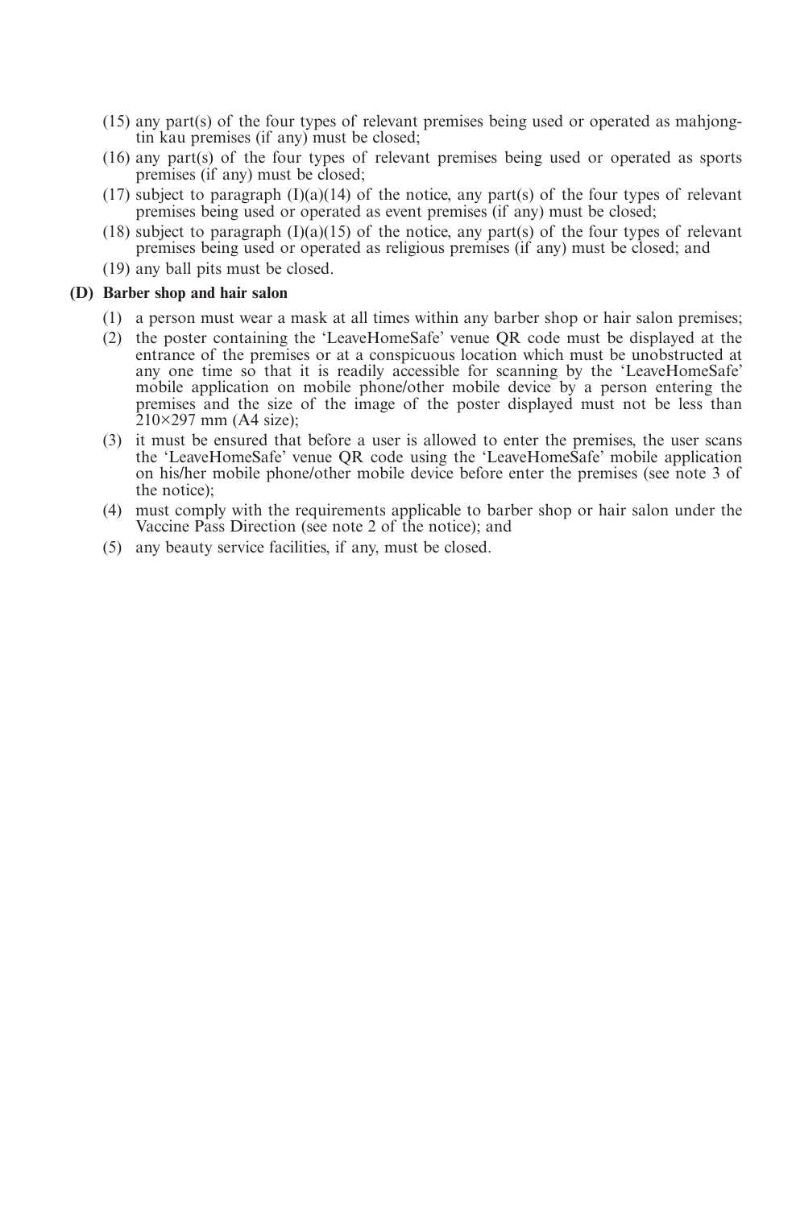(15) any part(s) of the four types of relevant premises being used or operated as mahjong-tin kau premises (if any) must be closed;

(16) any part(s) of the four types of relevant premises being used or operated as sports premises (if any) must be closed;

(17) subject to paragraph (I)(a)(14) of the notice, any part(s) of the four types of relevant premises being used or operated as event premises (if any) must be closed;

(18) subject to paragraph (I)(a)(15) of the notice, any part(s) of the four types of relevant premises being used or operated as religious premises (if any) must be closed; and

(19) any ball pits must be closed.

**(D) Barber shop and hair salon**

(1) a person must wear a mask at all times within any barber shop or hair salon premises;

(2) the poster containing the 'LeaveHomeSafe' venue QR code must be displayed at the entrance of the premises or at a conspicuous location which must be unobstructed at any one time so that it is readily accessible for scanning by the 'LeaveHomeSafe' mobile application on mobile phone/other mobile device by a person entering the premises and the size of the image of the poster displayed must not be less than 210×297 mm (A4 size);

(3) it must be ensured that before a user is allowed to enter the premises, the user scans the 'LeaveHomeSafe' venue QR code using the 'LeaveHomeSafe' mobile application on his/her mobile phone/other mobile device before enter the premises (see note 3 of the notice);

(4) must comply with the requirements applicable to barber shop or hair salon under the Vaccine Pass Direction (see note 2 of the notice); and

(5) any beauty service facilities, if any, must be closed.